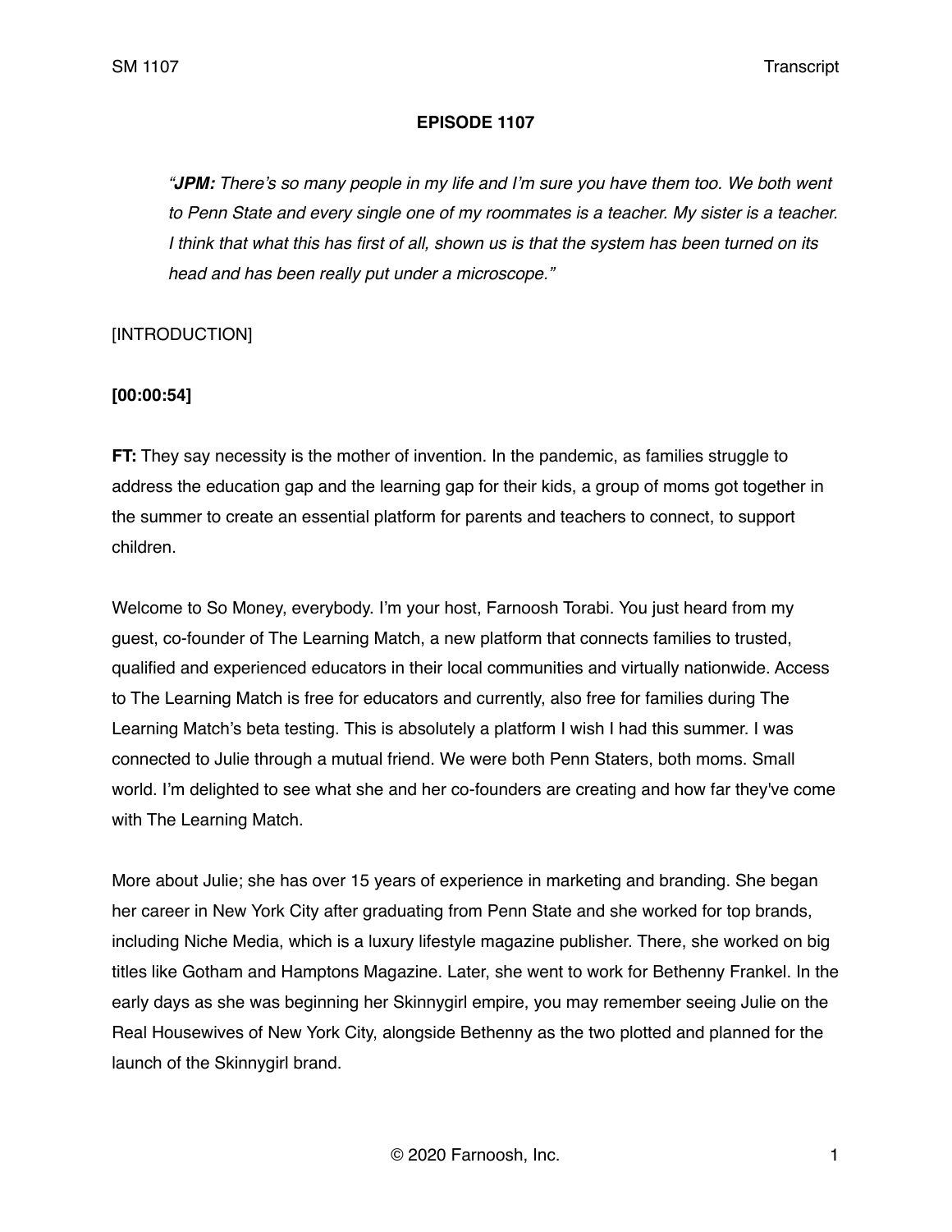**EPISODE 1107**

> *"**JPM:** There's so many people in my life and I'm sure you have them too. We both went to Penn State and every single one of my roommates is a teacher. My sister is a teacher. I think that what this has first of all, shown us is that the system has been turned on its head and has been really put under a microscope."*

[INTRODUCTION]

**[00:00:54]**

**FT:** They say necessity is the mother of invention. In the pandemic, as families struggle to address the education gap and the learning gap for their kids, a group of moms got together in the summer to create an essential platform for parents and teachers to connect, to support children.

Welcome to So Money, everybody. I'm your host, Farnoosh Torabi. You just heard from my guest, co-founder of The Learning Match, a new platform that connects families to trusted, qualified and experienced educators in their local communities and virtually nationwide. Access to The Learning Match is free for educators and currently, also free for families during The Learning Match's beta testing. This is absolutely a platform I wish I had this summer. I was connected to Julie through a mutual friend. We were both Penn Staters, both moms. Small world. I'm delighted to see what she and her co-founders are creating and how far they've come with The Learning Match.

More about Julie; she has over 15 years of experience in marketing and branding. She began her career in New York City after graduating from Penn State and she worked for top brands, including Niche Media, which is a luxury lifestyle magazine publisher. There, she worked on big titles like Gotham and Hamptons Magazine. Later, she went to work for Bethenny Frankel. In the early days as she was beginning her Skinnygirl empire, you may remember seeing Julie on the Real Housewives of New York City, alongside Bethenny as the two plotted and planned for the launch of the Skinnygirl brand.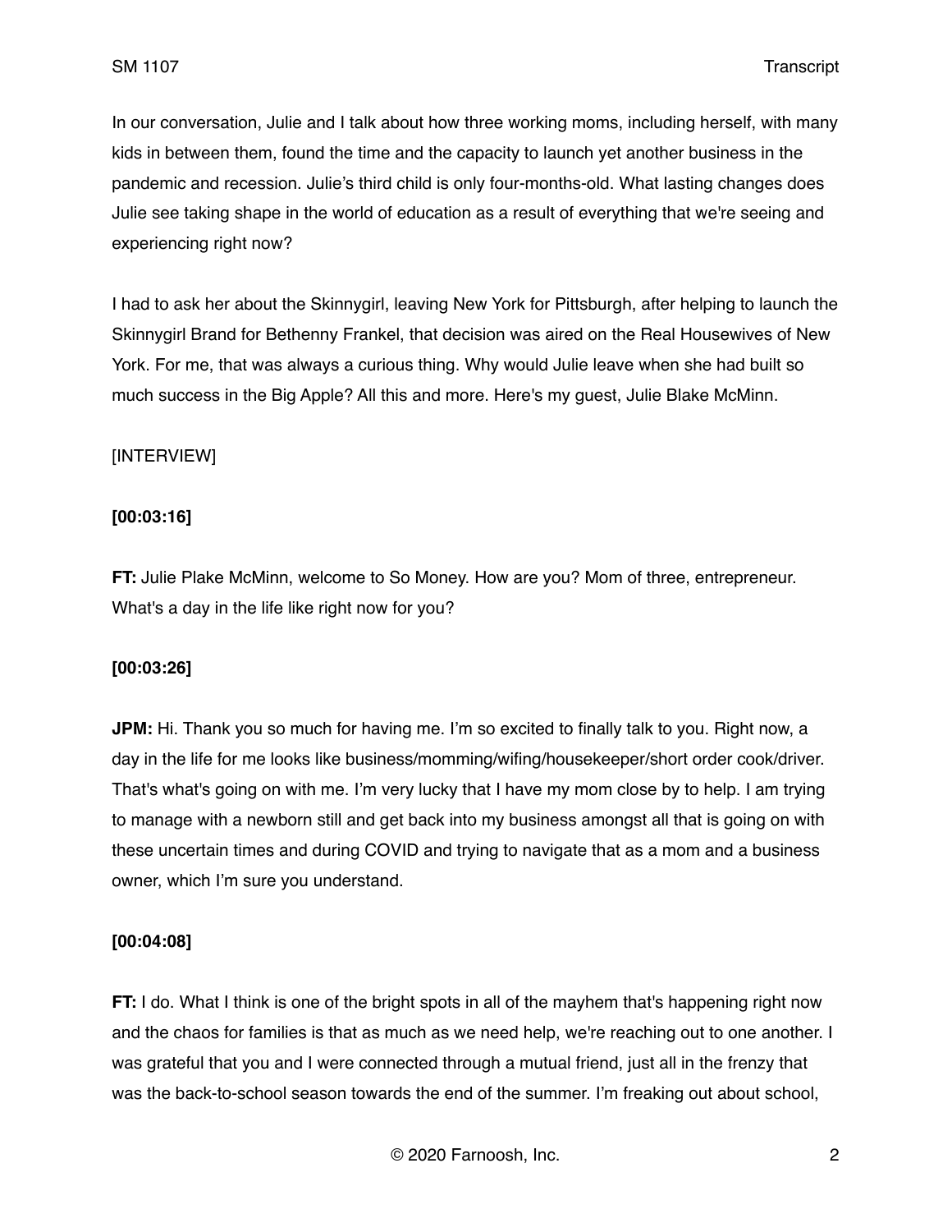In our conversation, Julie and I talk about how three working moms, including herself, with many kids in between them, found the time and the capacity to launch yet another business in the pandemic and recession. Julie's third child is only four-months-old. What lasting changes does Julie see taking shape in the world of education as a result of everything that we're seeing and experiencing right now?

I had to ask her about the Skinnygirl, leaving New York for Pittsburgh, after helping to launch the Skinnygirl Brand for Bethenny Frankel, that decision was aired on the Real Housewives of New York. For me, that was always a curious thing. Why would Julie leave when she had built so much success in the Big Apple? All this and more. Here's my guest, Julie Blake McMinn.

[INTERVIEW]

**[00:03:16]**

**FT:** Julie Plake McMinn, welcome to So Money. How are you? Mom of three, entrepreneur. What's a day in the life like right now for you?

**[00:03:26]**

**JPM:** Hi. Thank you so much for having me. I'm so excited to finally talk to you. Right now, a day in the life for me looks like business/momming/wifing/housekeeper/short order cook/driver. That's what's going on with me. I'm very lucky that I have my mom close by to help. I am trying to manage with a newborn still and get back into my business amongst all that is going on with these uncertain times and during COVID and trying to navigate that as a mom and a business owner, which I'm sure you understand.

**[00:04:08]**

**FT:** I do. What I think is one of the bright spots in all of the mayhem that's happening right now and the chaos for families is that as much as we need help, we're reaching out to one another. I was grateful that you and I were connected through a mutual friend, just all in the frenzy that was the back-to-school season towards the end of the summer. I'm freaking out about school,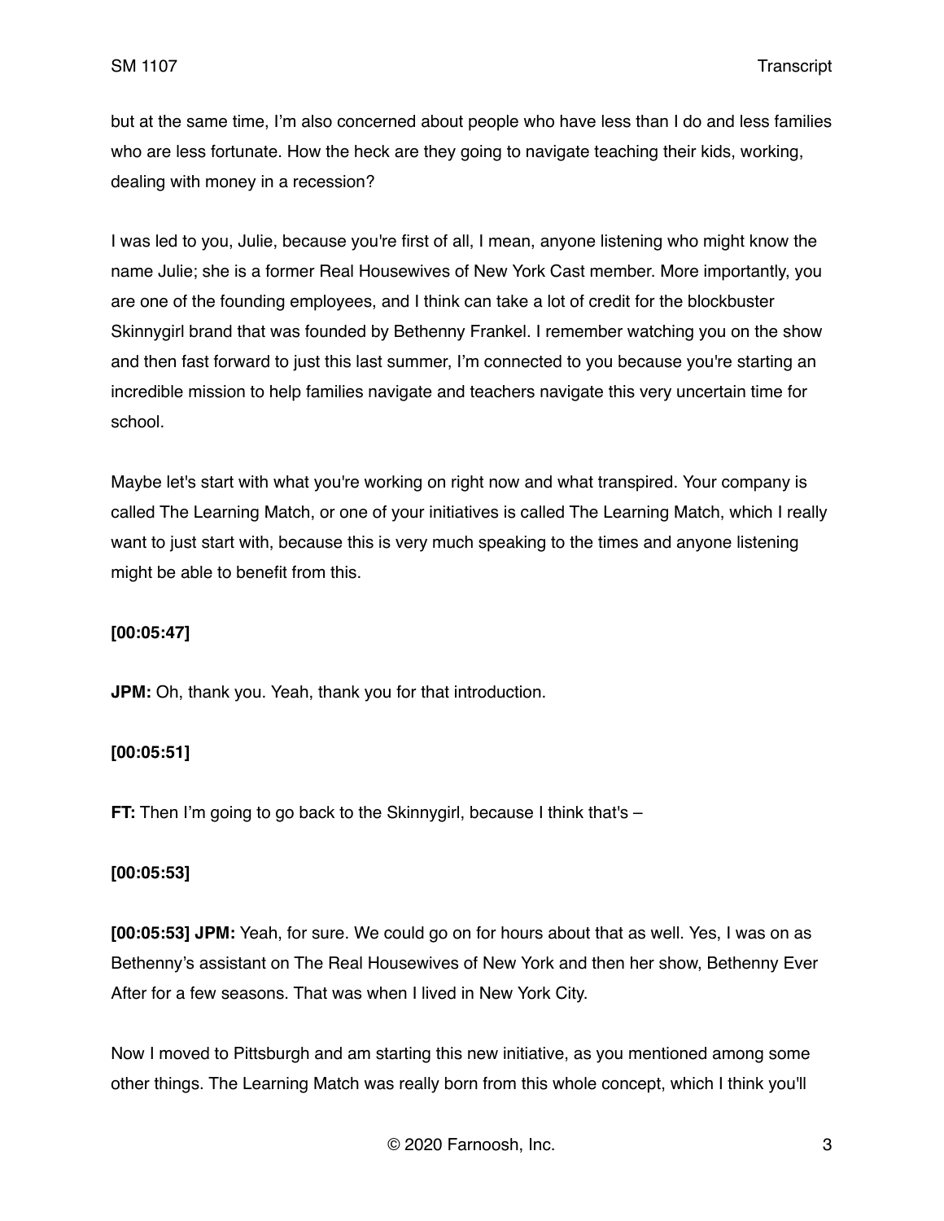but at the same time, I'm also concerned about people who have less than I do and less families who are less fortunate. How the heck are they going to navigate teaching their kids, working, dealing with money in a recession?

I was led to you, Julie, because you're first of all, I mean, anyone listening who might know the name Julie; she is a former Real Housewives of New York Cast member. More importantly, you are one of the founding employees, and I think can take a lot of credit for the blockbuster Skinnygirl brand that was founded by Bethenny Frankel. I remember watching you on the show and then fast forward to just this last summer, I'm connected to you because you're starting an incredible mission to help families navigate and teachers navigate this very uncertain time for school.

Maybe let's start with what you're working on right now and what transpired. Your company is called The Learning Match, or one of your initiatives is called The Learning Match, which I really want to just start with, because this is very much speaking to the times and anyone listening might be able to benefit from this.

**[00:05:47]**

**JPM:** Oh, thank you. Yeah, thank you for that introduction.

**[00:05:51]**

**FT:** Then I'm going to go back to the Skinnygirl, because I think that's –

**[00:05:53]**

**[00:05:53] JPM:** Yeah, for sure. We could go on for hours about that as well. Yes, I was on as Bethenny's assistant on The Real Housewives of New York and then her show, Bethenny Ever After for a few seasons. That was when I lived in New York City.

Now I moved to Pittsburgh and am starting this new initiative, as you mentioned among some other things. The Learning Match was really born from this whole concept, which I think you'll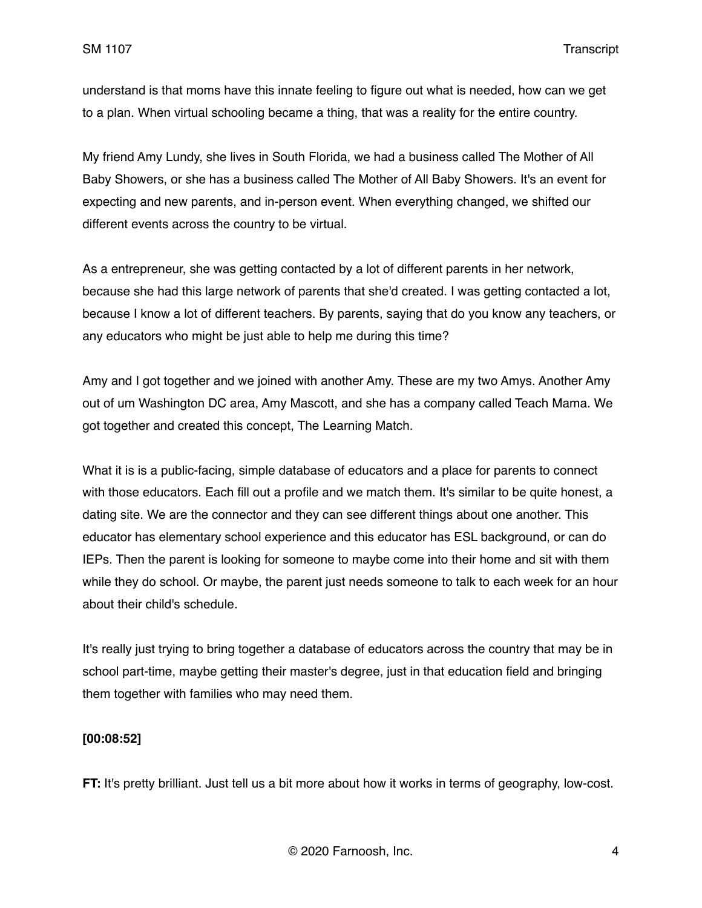understand is that moms have this innate feeling to figure out what is needed, how can we get to a plan. When virtual schooling became a thing, that was a reality for the entire country.

My friend Amy Lundy, she lives in South Florida, we had a business called The Mother of All Baby Showers, or she has a business called The Mother of All Baby Showers. It's an event for expecting and new parents, and in-person event. When everything changed, we shifted our different events across the country to be virtual.

As a entrepreneur, she was getting contacted by a lot of different parents in her network, because she had this large network of parents that she'd created. I was getting contacted a lot, because I know a lot of different teachers. By parents, saying that do you know any teachers, or any educators who might be just able to help me during this time?

Amy and I got together and we joined with another Amy. These are my two Amys. Another Amy out of um Washington DC area, Amy Mascott, and she has a company called Teach Mama. We got together and created this concept, The Learning Match.

What it is is a public-facing, simple database of educators and a place for parents to connect with those educators. Each fill out a profile and we match them. It's similar to be quite honest, a dating site. We are the connector and they can see different things about one another. This educator has elementary school experience and this educator has ESL background, or can do IEPs. Then the parent is looking for someone to maybe come into their home and sit with them while they do school. Or maybe, the parent just needs someone to talk to each week for an hour about their child's schedule.

It's really just trying to bring together a database of educators across the country that may be in school part-time, maybe getting their master's degree, just in that education field and bringing them together with families who may need them.

**[00:08:52]**

**FT:** It's pretty brilliant. Just tell us a bit more about how it works in terms of geography, low-cost.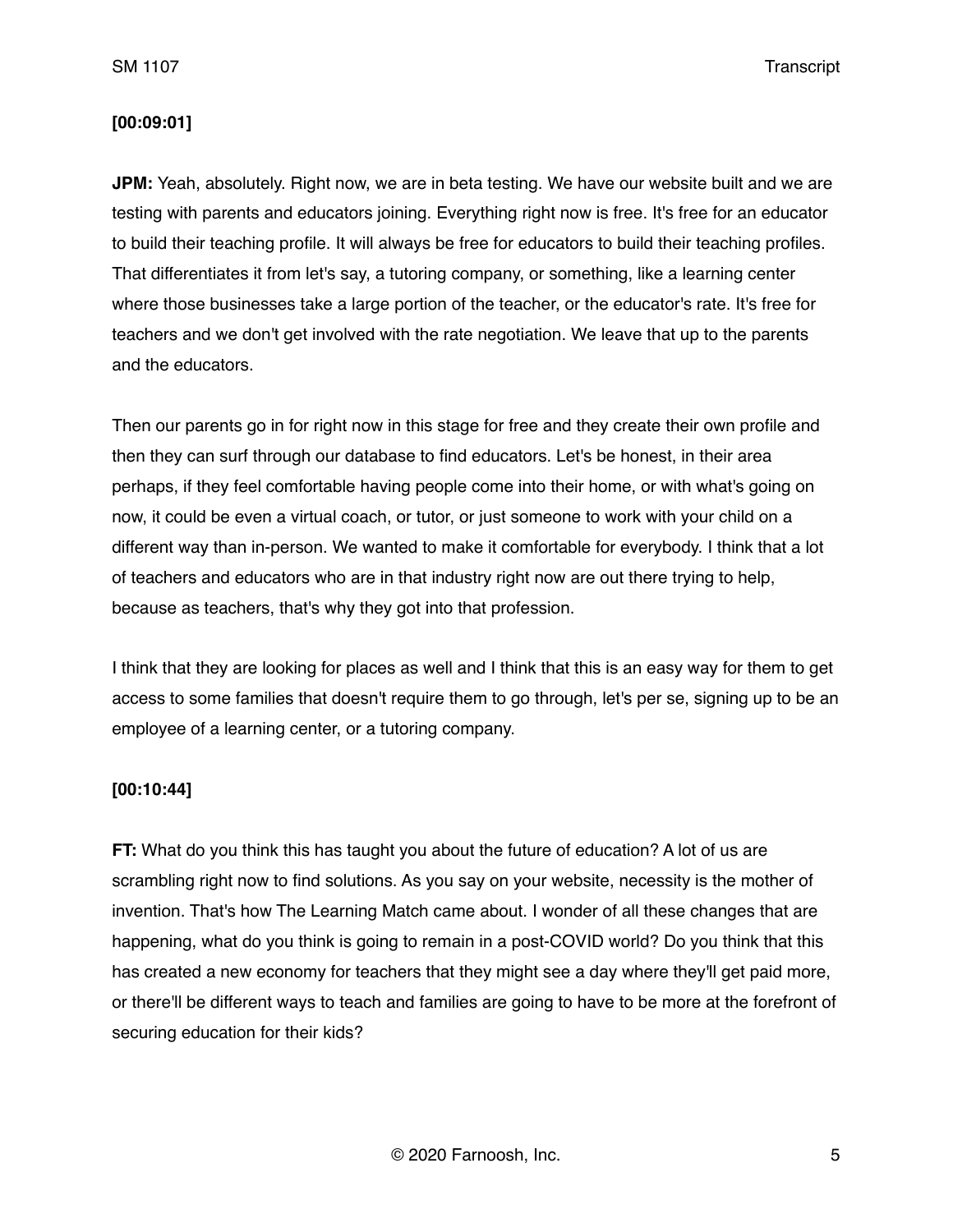**[00:09:01]**

**JPM:** Yeah, absolutely. Right now, we are in beta testing. We have our website built and we are testing with parents and educators joining. Everything right now is free. It's free for an educator to build their teaching profile. It will always be free for educators to build their teaching profiles. That differentiates it from let's say, a tutoring company, or something, like a learning center where those businesses take a large portion of the teacher, or the educator's rate. It's free for teachers and we don't get involved with the rate negotiation. We leave that up to the parents and the educators.

Then our parents go in for right now in this stage for free and they create their own profile and then they can surf through our database to find educators. Let's be honest, in their area perhaps, if they feel comfortable having people come into their home, or with what's going on now, it could be even a virtual coach, or tutor, or just someone to work with your child on a different way than in-person. We wanted to make it comfortable for everybody. I think that a lot of teachers and educators who are in that industry right now are out there trying to help, because as teachers, that's why they got into that profession.

I think that they are looking for places as well and I think that this is an easy way for them to get access to some families that doesn't require them to go through, let's per se, signing up to be an employee of a learning center, or a tutoring company.

**[00:10:44]**

**FT:** What do you think this has taught you about the future of education? A lot of us are scrambling right now to find solutions. As you say on your website, necessity is the mother of invention. That's how The Learning Match came about. I wonder of all these changes that are happening, what do you think is going to remain in a post-COVID world? Do you think that this has created a new economy for teachers that they might see a day where they'll get paid more, or there'll be different ways to teach and families are going to have to be more at the forefront of securing education for their kids?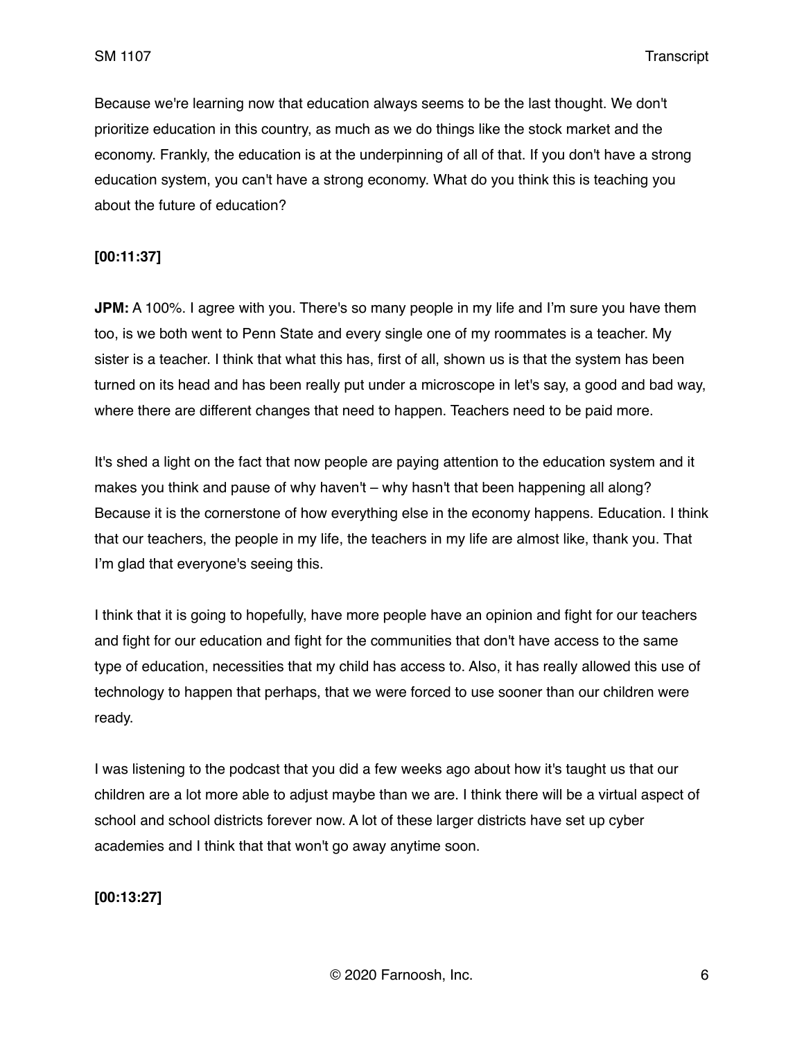Because we're learning now that education always seems to be the last thought. We don't prioritize education in this country, as much as we do things like the stock market and the economy. Frankly, the education is at the underpinning of all of that. If you don't have a strong education system, you can't have a strong economy. What do you think this is teaching you about the future of education?

**[00:11:37]**

**JPM:** A 100%. I agree with you. There's so many people in my life and I'm sure you have them too, is we both went to Penn State and every single one of my roommates is a teacher. My sister is a teacher. I think that what this has, first of all, shown us is that the system has been turned on its head and has been really put under a microscope in let's say, a good and bad way, where there are different changes that need to happen. Teachers need to be paid more.

It's shed a light on the fact that now people are paying attention to the education system and it makes you think and pause of why haven't – why hasn't that been happening all along? Because it is the cornerstone of how everything else in the economy happens. Education. I think that our teachers, the people in my life, the teachers in my life are almost like, thank you. That I'm glad that everyone's seeing this.

I think that it is going to hopefully, have more people have an opinion and fight for our teachers and fight for our education and fight for the communities that don't have access to the same type of education, necessities that my child has access to. Also, it has really allowed this use of technology to happen that perhaps, that we were forced to use sooner than our children were ready.

I was listening to the podcast that you did a few weeks ago about how it's taught us that our children are a lot more able to adjust maybe than we are. I think there will be a virtual aspect of school and school districts forever now. A lot of these larger districts have set up cyber academies and I think that that won't go away anytime soon.

**[00:13:27]**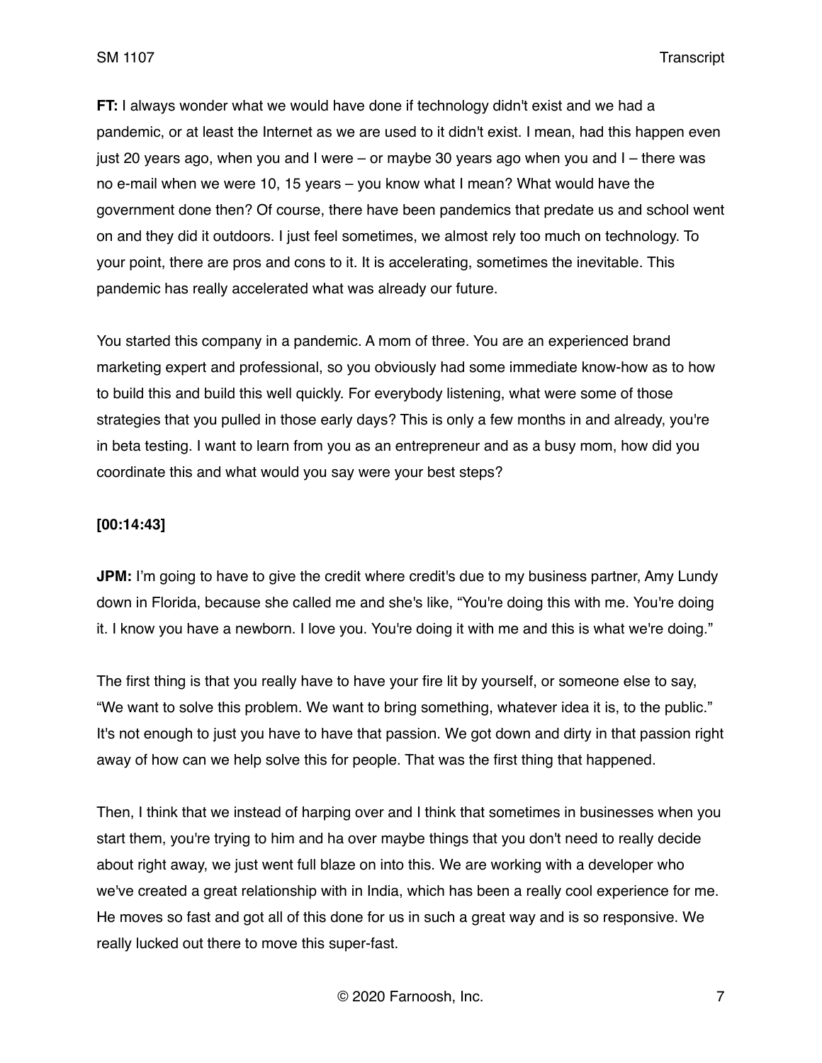**FT:** I always wonder what we would have done if technology didn't exist and we had a pandemic, or at least the Internet as we are used to it didn't exist. I mean, had this happen even just 20 years ago, when you and I were – or maybe 30 years ago when you and I – there was no e-mail when we were 10, 15 years – you know what I mean? What would have the government done then? Of course, there have been pandemics that predate us and school went on and they did it outdoors. I just feel sometimes, we almost rely too much on technology. To your point, there are pros and cons to it. It is accelerating, sometimes the inevitable. This pandemic has really accelerated what was already our future.

You started this company in a pandemic. A mom of three. You are an experienced brand marketing expert and professional, so you obviously had some immediate know-how as to how to build this and build this well quickly. For everybody listening, what were some of those strategies that you pulled in those early days? This is only a few months in and already, you're in beta testing. I want to learn from you as an entrepreneur and as a busy mom, how did you coordinate this and what would you say were your best steps?

**[00:14:43]**

**JPM:** I'm going to have to give the credit where credit's due to my business partner, Amy Lundy down in Florida, because she called me and she's like, "You're doing this with me. You're doing it. I know you have a newborn. I love you. You're doing it with me and this is what we're doing."

The first thing is that you really have to have your fire lit by yourself, or someone else to say, "We want to solve this problem. We want to bring something, whatever idea it is, to the public." It's not enough to just you have to have that passion. We got down and dirty in that passion right away of how can we help solve this for people. That was the first thing that happened.

Then, I think that we instead of harping over and I think that sometimes in businesses when you start them, you're trying to him and ha over maybe things that you don't need to really decide about right away, we just went full blaze on into this. We are working with a developer who we've created a great relationship with in India, which has been a really cool experience for me. He moves so fast and got all of this done for us in such a great way and is so responsive. We really lucked out there to move this super-fast.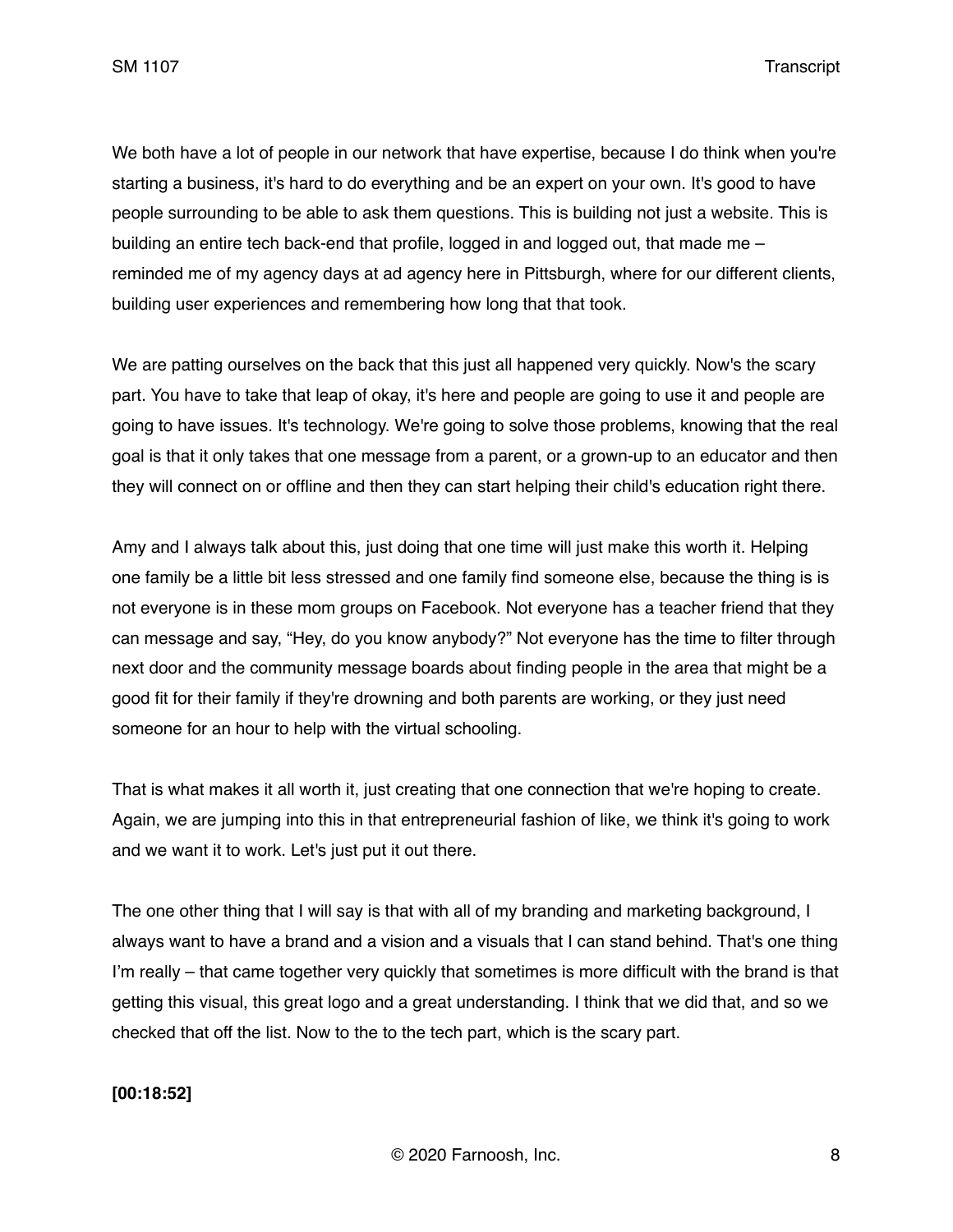We both have a lot of people in our network that have expertise, because I do think when you're starting a business, it's hard to do everything and be an expert on your own. It's good to have people surrounding to be able to ask them questions. This is building not just a website. This is building an entire tech back-end that profile, logged in and logged out, that made me – reminded me of my agency days at ad agency here in Pittsburgh, where for our different clients, building user experiences and remembering how long that that took.

We are patting ourselves on the back that this just all happened very quickly. Now's the scary part. You have to take that leap of okay, it's here and people are going to use it and people are going to have issues. It's technology. We're going to solve those problems, knowing that the real goal is that it only takes that one message from a parent, or a grown-up to an educator and then they will connect on or offline and then they can start helping their child's education right there.

Amy and I always talk about this, just doing that one time will just make this worth it. Helping one family be a little bit less stressed and one family find someone else, because the thing is is not everyone is in these mom groups on Facebook. Not everyone has a teacher friend that they can message and say, "Hey, do you know anybody?" Not everyone has the time to filter through next door and the community message boards about finding people in the area that might be a good fit for their family if they're drowning and both parents are working, or they just need someone for an hour to help with the virtual schooling.

That is what makes it all worth it, just creating that one connection that we're hoping to create. Again, we are jumping into this in that entrepreneurial fashion of like, we think it's going to work and we want it to work. Let's just put it out there.

The one other thing that I will say is that with all of my branding and marketing background, I always want to have a brand and a vision and a visuals that I can stand behind. That's one thing I'm really – that came together very quickly that sometimes is more difficult with the brand is that getting this visual, this great logo and a great understanding. I think that we did that, and so we checked that off the list. Now to the to the tech part, which is the scary part.

**[00:18:52]**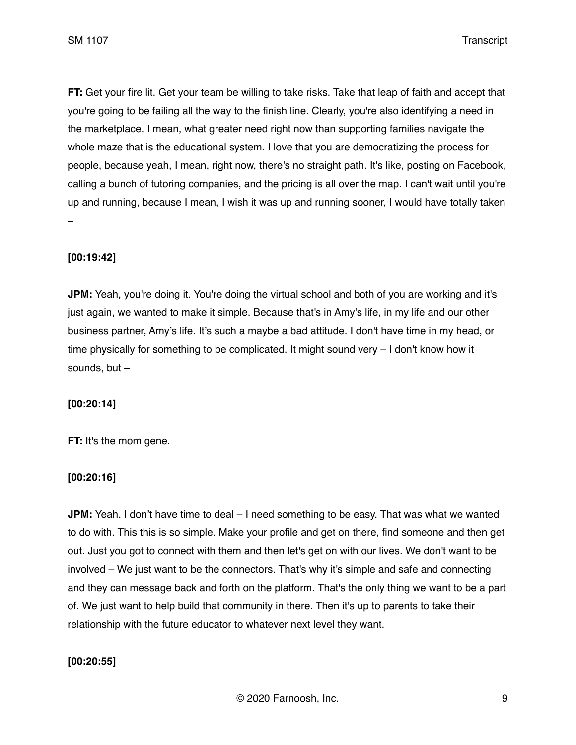**FT:** Get your fire lit. Get your team be willing to take risks. Take that leap of faith and accept that you're going to be failing all the way to the finish line. Clearly, you're also identifying a need in the marketplace. I mean, what greater need right now than supporting families navigate the whole maze that is the educational system. I love that you are democratizing the process for people, because yeah, I mean, right now, there's no straight path. It's like, posting on Facebook, calling a bunch of tutoring companies, and the pricing is all over the map. I can't wait until you're up and running, because I mean, I wish it was up and running sooner, I would have totally taken –

**[00:19:42]**

**JPM:** Yeah, you're doing it. You're doing the virtual school and both of you are working and it's just again, we wanted to make it simple. Because that's in Amy's life, in my life and our other business partner, Amy's life. It's such a maybe a bad attitude. I don't have time in my head, or time physically for something to be complicated. It might sound very – I don't know how it sounds, but –

**[00:20:14]**

**FT:** It's the mom gene.

**[00:20:16]**

**JPM:** Yeah. I don't have time to deal – I need something to be easy. That was what we wanted to do with. This this is so simple. Make your profile and get on there, find someone and then get out. Just you got to connect with them and then let's get on with our lives. We don't want to be involved – We just want to be the connectors. That's why it's simple and safe and connecting and they can message back and forth on the platform. That's the only thing we want to be a part of. We just want to help build that community in there. Then it's up to parents to take their relationship with the future educator to whatever next level they want.

**[00:20:55]**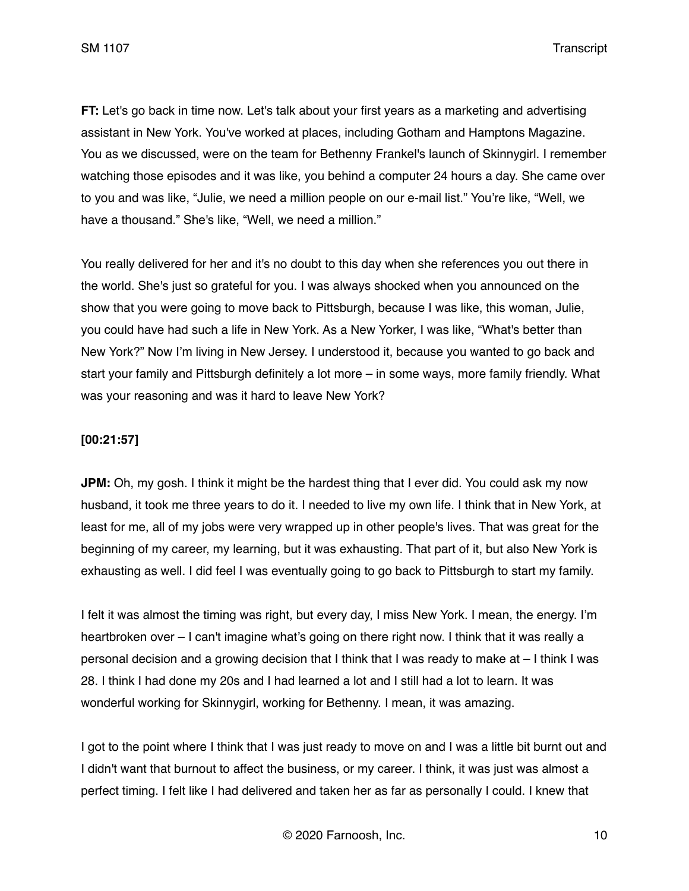**FT:** Let's go back in time now. Let's talk about your first years as a marketing and advertising assistant in New York. You've worked at places, including Gotham and Hamptons Magazine. You as we discussed, were on the team for Bethenny Frankel's launch of Skinnygirl. I remember watching those episodes and it was like, you behind a computer 24 hours a day. She came over to you and was like, "Julie, we need a million people on our e-mail list." You're like, "Well, we have a thousand." She's like, "Well, we need a million."

You really delivered for her and it's no doubt to this day when she references you out there in the world. She's just so grateful for you. I was always shocked when you announced on the show that you were going to move back to Pittsburgh, because I was like, this woman, Julie, you could have had such a life in New York. As a New Yorker, I was like, "What's better than New York?" Now I'm living in New Jersey. I understood it, because you wanted to go back and start your family and Pittsburgh definitely a lot more – in some ways, more family friendly. What was your reasoning and was it hard to leave New York?

**[00:21:57]**

**JPM:** Oh, my gosh. I think it might be the hardest thing that I ever did. You could ask my now husband, it took me three years to do it. I needed to live my own life. I think that in New York, at least for me, all of my jobs were very wrapped up in other people's lives. That was great for the beginning of my career, my learning, but it was exhausting. That part of it, but also New York is exhausting as well. I did feel I was eventually going to go back to Pittsburgh to start my family.

I felt it was almost the timing was right, but every day, I miss New York. I mean, the energy. I'm heartbroken over – I can't imagine what's going on there right now. I think that it was really a personal decision and a growing decision that I think that I was ready to make at – I think I was 28. I think I had done my 20s and I had learned a lot and I still had a lot to learn. It was wonderful working for Skinnygirl, working for Bethenny. I mean, it was amazing.

I got to the point where I think that I was just ready to move on and I was a little bit burnt out and I didn't want that burnout to affect the business, or my career. I think, it was just was almost a perfect timing. I felt like I had delivered and taken her as far as personally I could. I knew that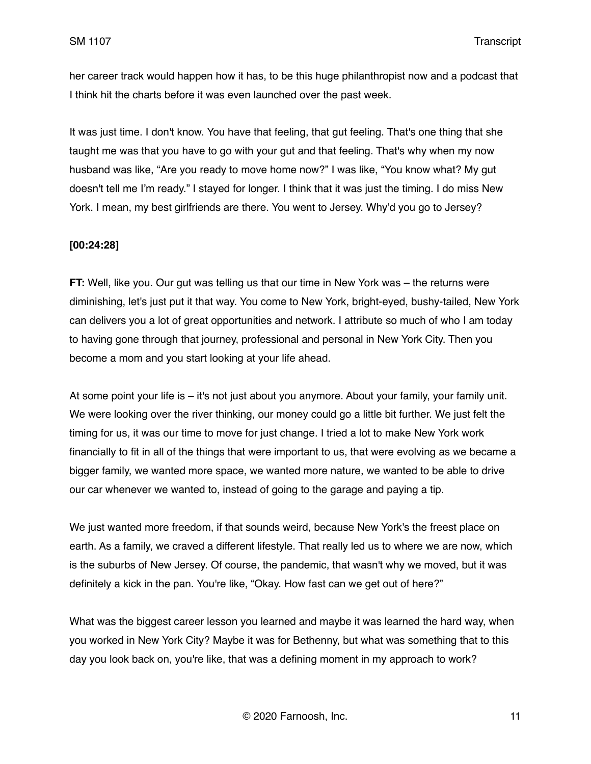her career track would happen how it has, to be this huge philanthropist now and a podcast that I think hit the charts before it was even launched over the past week.

It was just time. I don't know. You have that feeling, that gut feeling. That's one thing that she taught me was that you have to go with your gut and that feeling. That's why when my now husband was like, "Are you ready to move home now?" I was like, "You know what? My gut doesn't tell me I'm ready." I stayed for longer. I think that it was just the timing. I do miss New York. I mean, my best girlfriends are there. You went to Jersey. Why'd you go to Jersey?

**[00:24:28]**

**FT:** Well, like you. Our gut was telling us that our time in New York was – the returns were diminishing, let's just put it that way. You come to New York, bright-eyed, bushy-tailed, New York can delivers you a lot of great opportunities and network. I attribute so much of who I am today to having gone through that journey, professional and personal in New York City. Then you become a mom and you start looking at your life ahead.

At some point your life is – it's not just about you anymore. About your family, your family unit. We were looking over the river thinking, our money could go a little bit further. We just felt the timing for us, it was our time to move for just change. I tried a lot to make New York work financially to fit in all of the things that were important to us, that were evolving as we became a bigger family, we wanted more space, we wanted more nature, we wanted to be able to drive our car whenever we wanted to, instead of going to the garage and paying a tip.

We just wanted more freedom, if that sounds weird, because New York's the freest place on earth. As a family, we craved a different lifestyle. That really led us to where we are now, which is the suburbs of New Jersey. Of course, the pandemic, that wasn't why we moved, but it was definitely a kick in the pan. You're like, "Okay. How fast can we get out of here?"

What was the biggest career lesson you learned and maybe it was learned the hard way, when you worked in New York City? Maybe it was for Bethenny, but what was something that to this day you look back on, you're like, that was a defining moment in my approach to work?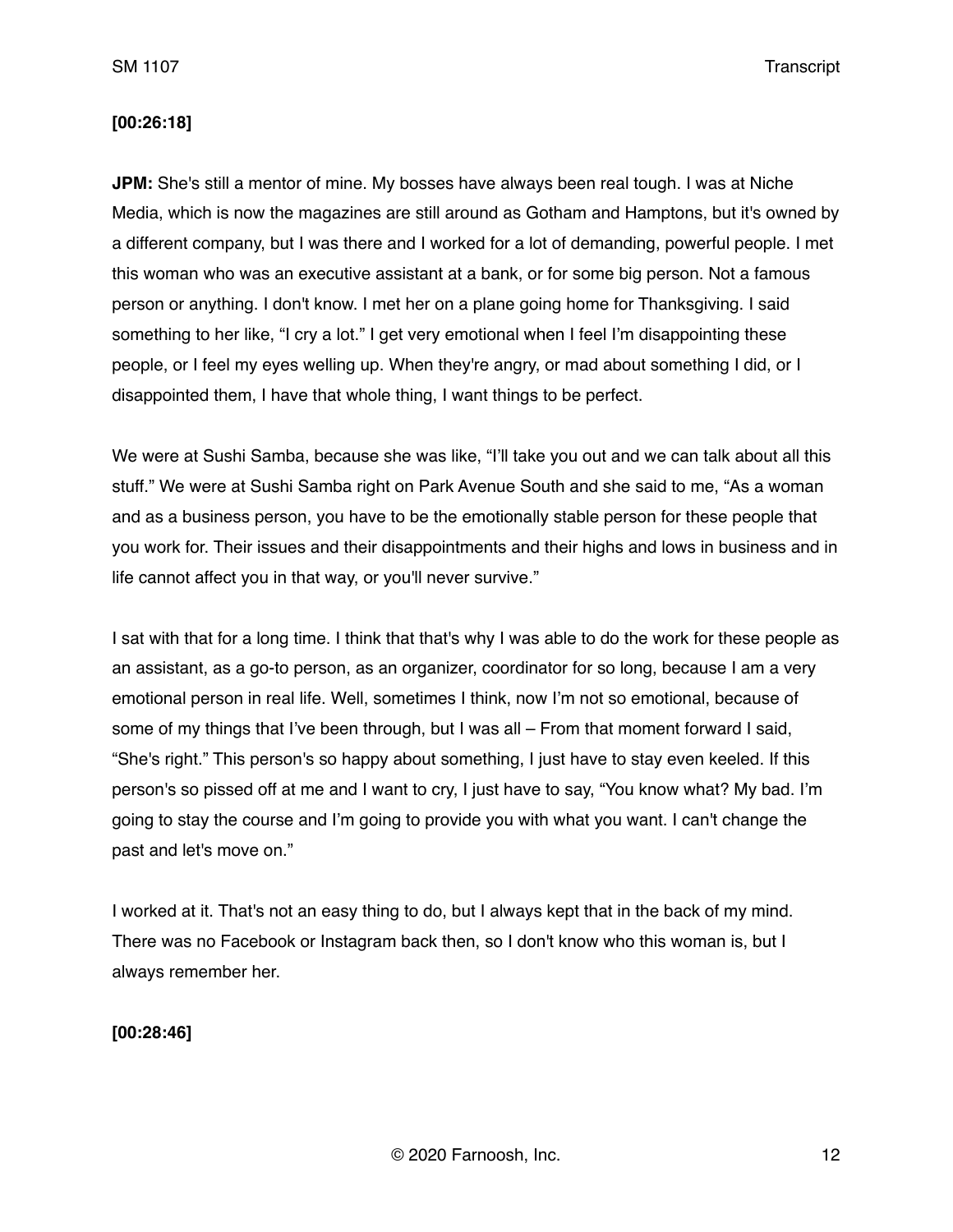**[00:26:18]**

**JPM:** She's still a mentor of mine. My bosses have always been real tough. I was at Niche Media, which is now the magazines are still around as Gotham and Hamptons, but it's owned by a different company, but I was there and I worked for a lot of demanding, powerful people. I met this woman who was an executive assistant at a bank, or for some big person. Not a famous person or anything. I don't know. I met her on a plane going home for Thanksgiving. I said something to her like, "I cry a lot." I get very emotional when I feel I'm disappointing these people, or I feel my eyes welling up. When they're angry, or mad about something I did, or I disappointed them, I have that whole thing, I want things to be perfect.

We were at Sushi Samba, because she was like, "I'll take you out and we can talk about all this stuff." We were at Sushi Samba right on Park Avenue South and she said to me, "As a woman and as a business person, you have to be the emotionally stable person for these people that you work for. Their issues and their disappointments and their highs and lows in business and in life cannot affect you in that way, or you'll never survive."

I sat with that for a long time. I think that that's why I was able to do the work for these people as an assistant, as a go-to person, as an organizer, coordinator for so long, because I am a very emotional person in real life. Well, sometimes I think, now I'm not so emotional, because of some of my things that I've been through, but I was all – From that moment forward I said, "She's right." This person's so happy about something, I just have to stay even keeled. If this person's so pissed off at me and I want to cry, I just have to say, "You know what? My bad. I'm going to stay the course and I'm going to provide you with what you want. I can't change the past and let's move on."

I worked at it. That's not an easy thing to do, but I always kept that in the back of my mind. There was no Facebook or Instagram back then, so I don't know who this woman is, but I always remember her.

**[00:28:46]**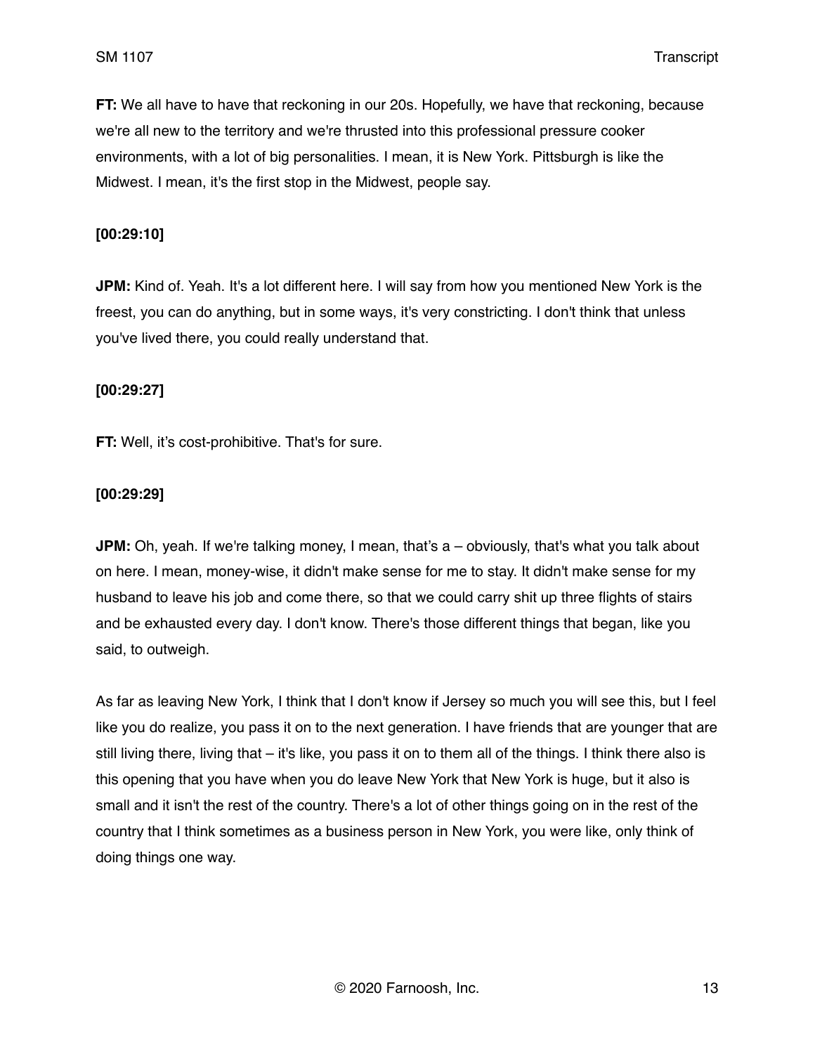**FT:** We all have to have that reckoning in our 20s. Hopefully, we have that reckoning, because we're all new to the territory and we're thrusted into this professional pressure cooker environments, with a lot of big personalities. I mean, it is New York. Pittsburgh is like the Midwest. I mean, it's the first stop in the Midwest, people say.

**[00:29:10]**

**JPM:** Kind of. Yeah. It's a lot different here. I will say from how you mentioned New York is the freest, you can do anything, but in some ways, it's very constricting. I don't think that unless you've lived there, you could really understand that.

**[00:29:27]**

**FT:** Well, it's cost-prohibitive. That's for sure.

**[00:29:29]**

**JPM:** Oh, yeah. If we're talking money, I mean, that's a – obviously, that's what you talk about on here. I mean, money-wise, it didn't make sense for me to stay. It didn't make sense for my husband to leave his job and come there, so that we could carry shit up three flights of stairs and be exhausted every day. I don't know. There's those different things that began, like you said, to outweigh.

As far as leaving New York, I think that I don't know if Jersey so much you will see this, but I feel like you do realize, you pass it on to the next generation. I have friends that are younger that are still living there, living that – it's like, you pass it on to them all of the things. I think there also is this opening that you have when you do leave New York that New York is huge, but it also is small and it isn't the rest of the country. There's a lot of other things going on in the rest of the country that I think sometimes as a business person in New York, you were like, only think of doing things one way.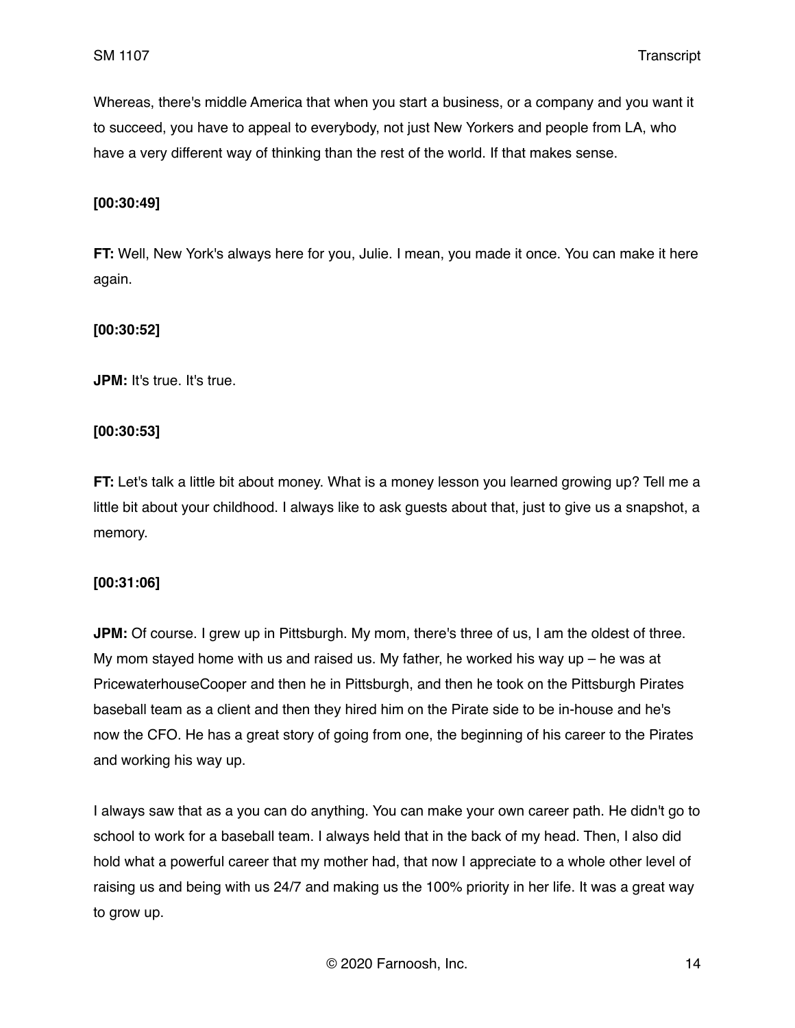Whereas, there's middle America that when you start a business, or a company and you want it to succeed, you have to appeal to everybody, not just New Yorkers and people from LA, who have a very different way of thinking than the rest of the world. If that makes sense.

**[00:30:49]**

**FT:** Well, New York's always here for you, Julie. I mean, you made it once. You can make it here again.

**[00:30:52]**

**JPM:** It's true. It's true.

**[00:30:53]**

**FT:** Let's talk a little bit about money. What is a money lesson you learned growing up? Tell me a little bit about your childhood. I always like to ask guests about that, just to give us a snapshot, a memory.

**[00:31:06]**

**JPM:** Of course. I grew up in Pittsburgh. My mom, there's three of us, I am the oldest of three. My mom stayed home with us and raised us. My father, he worked his way up – he was at PricewaterhouseCooper and then he in Pittsburgh, and then he took on the Pittsburgh Pirates baseball team as a client and then they hired him on the Pirate side to be in-house and he's now the CFO. He has a great story of going from one, the beginning of his career to the Pirates and working his way up.

I always saw that as a you can do anything. You can make your own career path. He didn't go to school to work for a baseball team. I always held that in the back of my head. Then, I also did hold what a powerful career that my mother had, that now I appreciate to a whole other level of raising us and being with us 24/7 and making us the 100% priority in her life. It was a great way to grow up.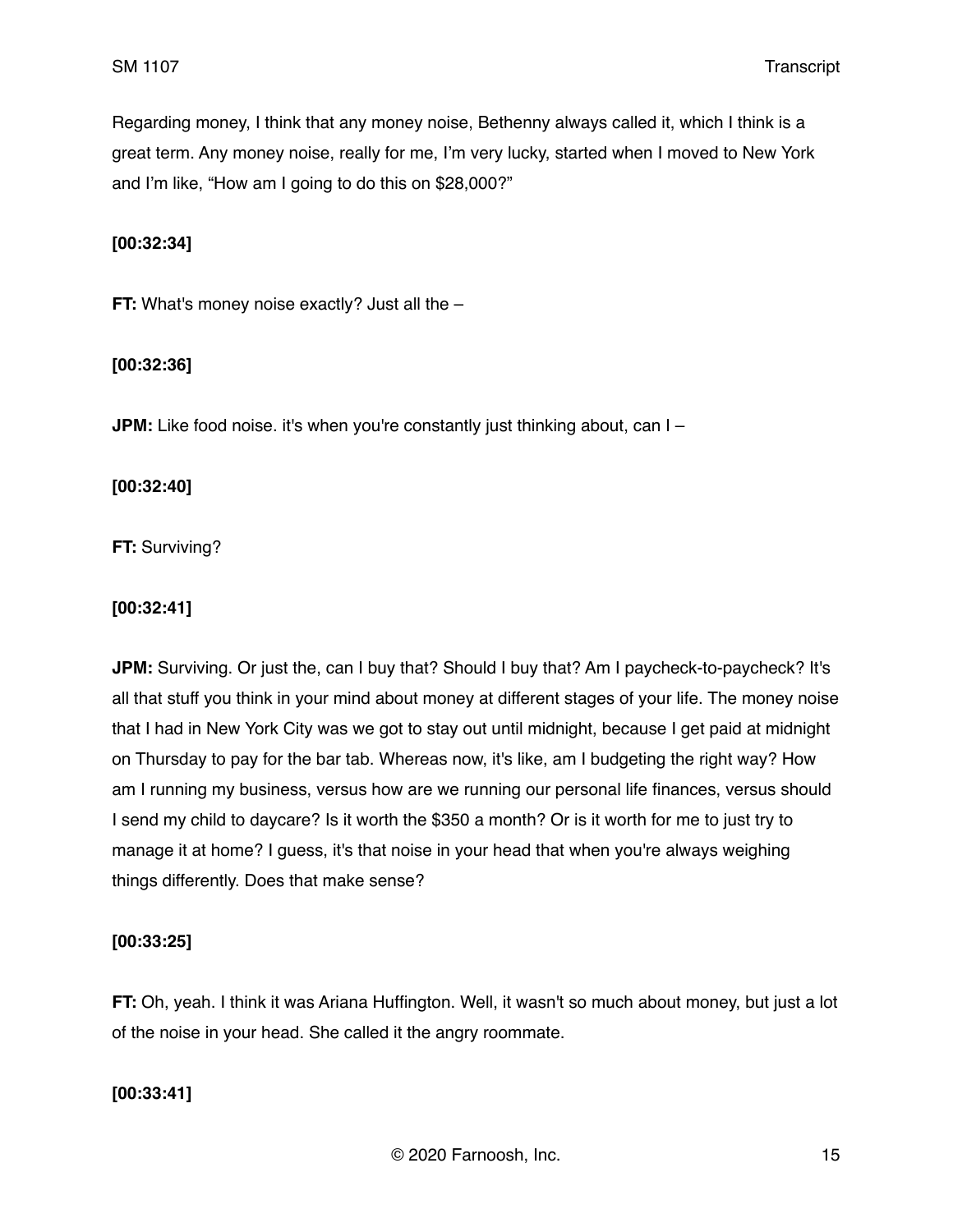Regarding money, I think that any money noise, Bethenny always called it, which I think is a great term. Any money noise, really for me, I'm very lucky, started when I moved to New York and I'm like, "How am I going to do this on $28,000?"

**[00:32:34]**

**FT:** What's money noise exactly? Just all the –

**[00:32:36]**

**JPM:** Like food noise. it's when you're constantly just thinking about, can I –

**[00:32:40]**

**FT:** Surviving?

**[00:32:41]**

**JPM:** Surviving. Or just the, can I buy that? Should I buy that? Am I paycheck-to-paycheck? It's all that stuff you think in your mind about money at different stages of your life. The money noise that I had in New York City was we got to stay out until midnight, because I get paid at midnight on Thursday to pay for the bar tab. Whereas now, it's like, am I budgeting the right way? How am I running my business, versus how are we running our personal life finances, versus should I send my child to daycare? Is it worth the $350 a month? Or is it worth for me to just try to manage it at home? I guess, it's that noise in your head that when you're always weighing things differently. Does that make sense?

**[00:33:25]**

**FT:** Oh, yeah. I think it was Ariana Huffington. Well, it wasn't so much about money, but just a lot of the noise in your head. She called it the angry roommate.

**[00:33:41]**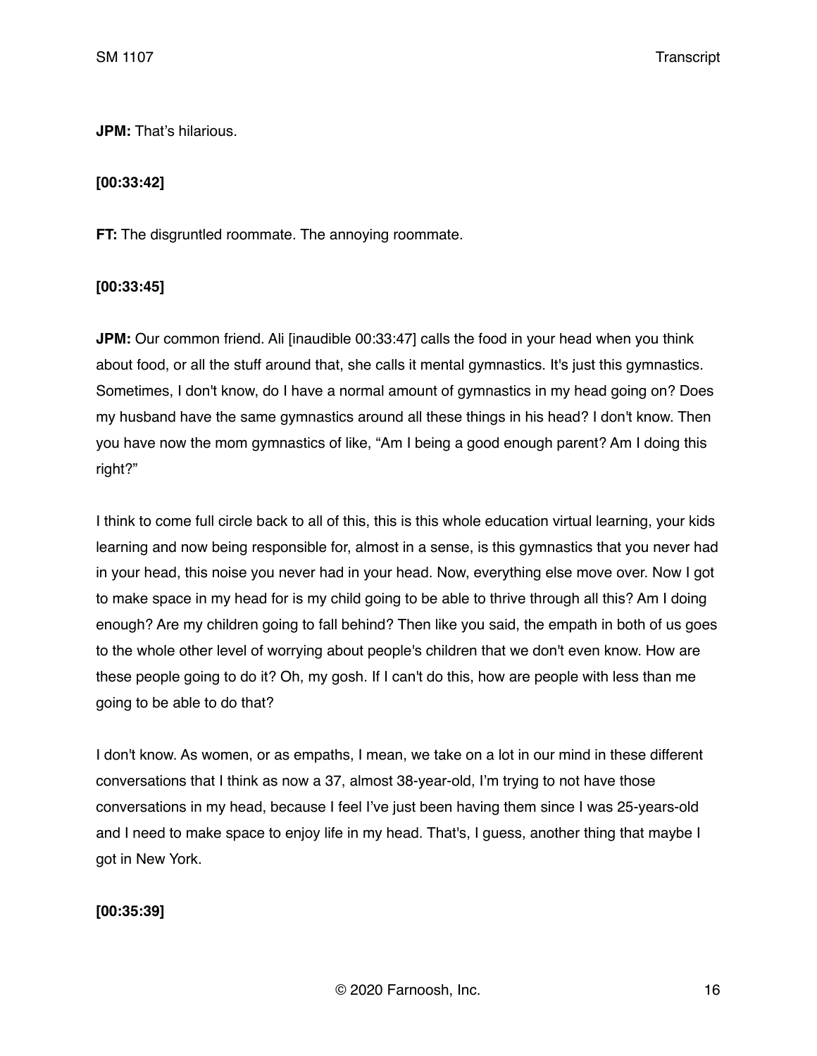**JPM:** That's hilarious.

**[00:33:42]**

**FT:** The disgruntled roommate. The annoying roommate.

**[00:33:45]**

**JPM:** Our common friend. Ali [inaudible 00:33:47] calls the food in your head when you think about food, or all the stuff around that, she calls it mental gymnastics. It's just this gymnastics. Sometimes, I don't know, do I have a normal amount of gymnastics in my head going on? Does my husband have the same gymnastics around all these things in his head? I don't know. Then you have now the mom gymnastics of like, "Am I being a good enough parent? Am I doing this right?"

I think to come full circle back to all of this, this is this whole education virtual learning, your kids learning and now being responsible for, almost in a sense, is this gymnastics that you never had in your head, this noise you never had in your head. Now, everything else move over. Now I got to make space in my head for is my child going to be able to thrive through all this? Am I doing enough? Are my children going to fall behind? Then like you said, the empath in both of us goes to the whole other level of worrying about people's children that we don't even know. How are these people going to do it? Oh, my gosh. If I can't do this, how are people with less than me going to be able to do that?

I don't know. As women, or as empaths, I mean, we take on a lot in our mind in these different conversations that I think as now a 37, almost 38-year-old, I'm trying to not have those conversations in my head, because I feel I've just been having them since I was 25-years-old and I need to make space to enjoy life in my head. That's, I guess, another thing that maybe I got in New York.

**[00:35:39]**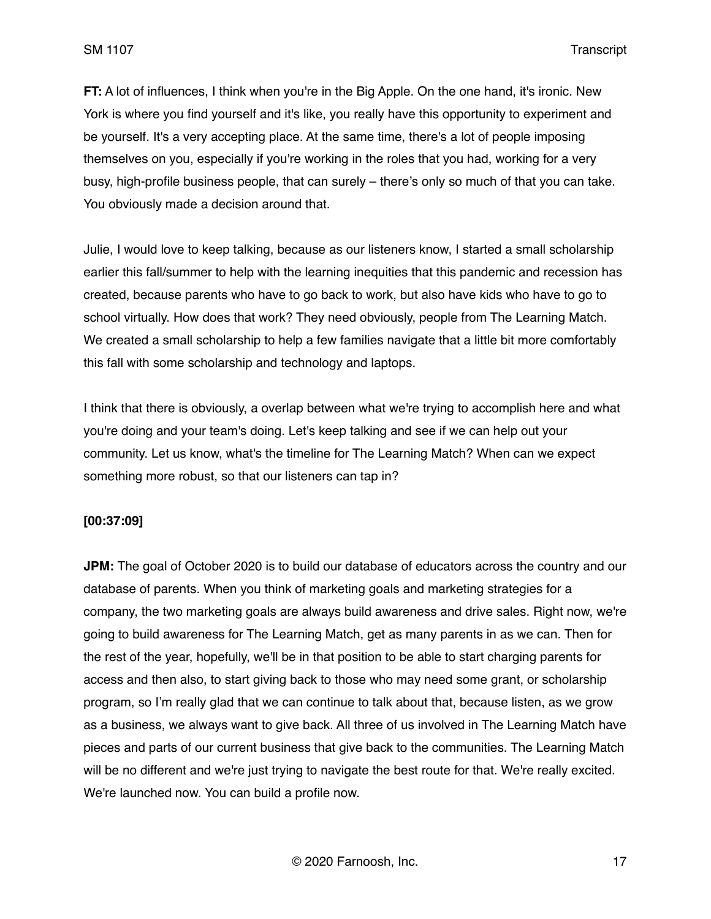**FT:** A lot of influences, I think when you're in the Big Apple. On the one hand, it's ironic. New York is where you find yourself and it's like, you really have this opportunity to experiment and be yourself. It's a very accepting place. At the same time, there's a lot of people imposing themselves on you, especially if you're working in the roles that you had, working for a very busy, high-profile business people, that can surely – there's only so much of that you can take. You obviously made a decision around that.

Julie, I would love to keep talking, because as our listeners know, I started a small scholarship earlier this fall/summer to help with the learning inequities that this pandemic and recession has created, because parents who have to go back to work, but also have kids who have to go to school virtually. How does that work? They need obviously, people from The Learning Match. We created a small scholarship to help a few families navigate that a little bit more comfortably this fall with some scholarship and technology and laptops.

I think that there is obviously, a overlap between what we're trying to accomplish here and what you're doing and your team's doing. Let's keep talking and see if we can help out your community. Let us know, what's the timeline for The Learning Match? When can we expect something more robust, so that our listeners can tap in?

**[00:37:09]**

**JPM:** The goal of October 2020 is to build our database of educators across the country and our database of parents. When you think of marketing goals and marketing strategies for a company, the two marketing goals are always build awareness and drive sales. Right now, we're going to build awareness for The Learning Match, get as many parents in as we can. Then for the rest of the year, hopefully, we'll be in that position to be able to start charging parents for access and then also, to start giving back to those who may need some grant, or scholarship program, so I'm really glad that we can continue to talk about that, because listen, as we grow as a business, we always want to give back. All three of us involved in The Learning Match have pieces and parts of our current business that give back to the communities. The Learning Match will be no different and we're just trying to navigate the best route for that. We're really excited. We're launched now. You can build a profile now.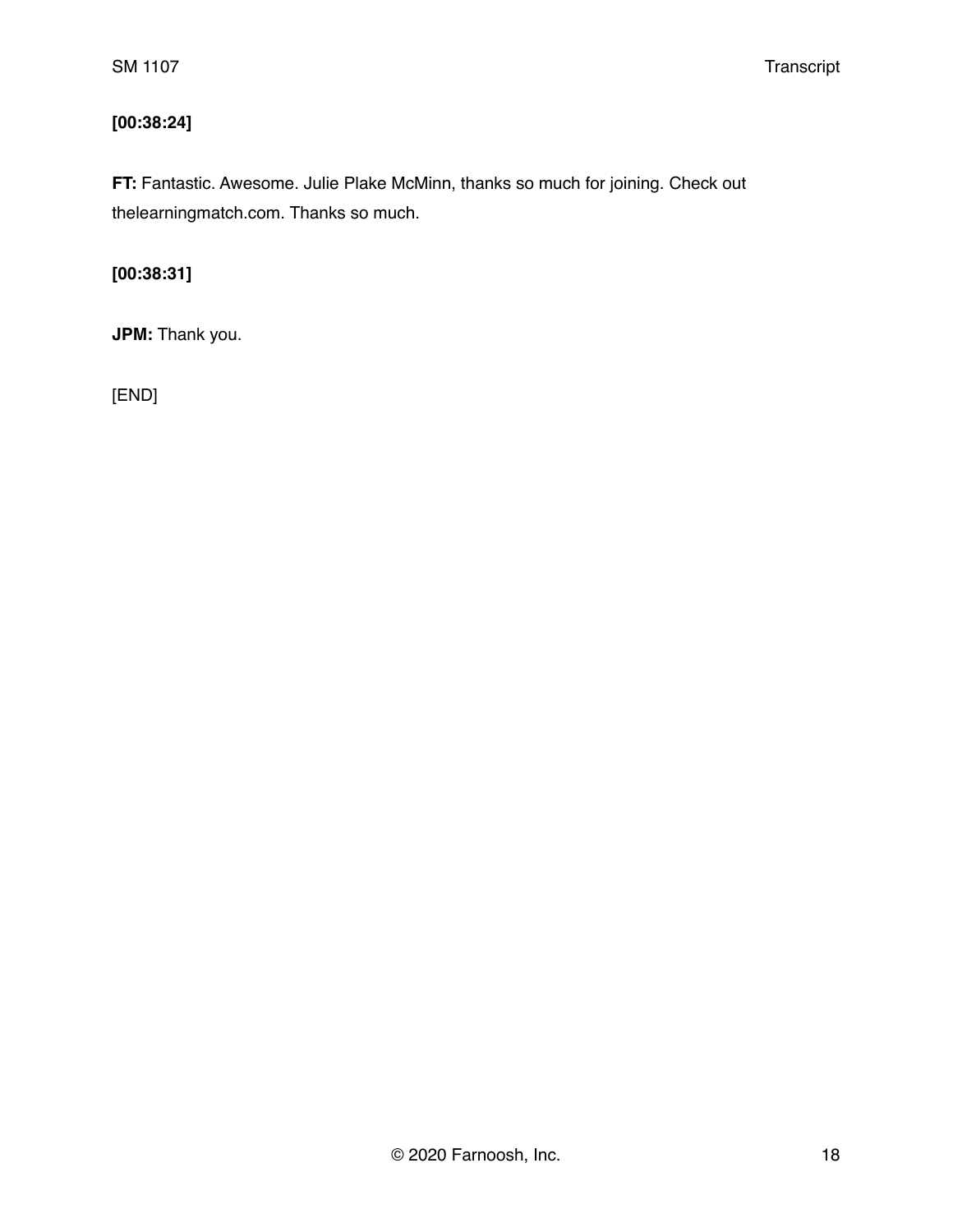**[00:38:24]**

**FT:** Fantastic. Awesome. Julie Plake McMinn, thanks so much for joining. Check out thelearningmatch.com. Thanks so much.

**[00:38:31]**

**JPM:** Thank you.

[END]